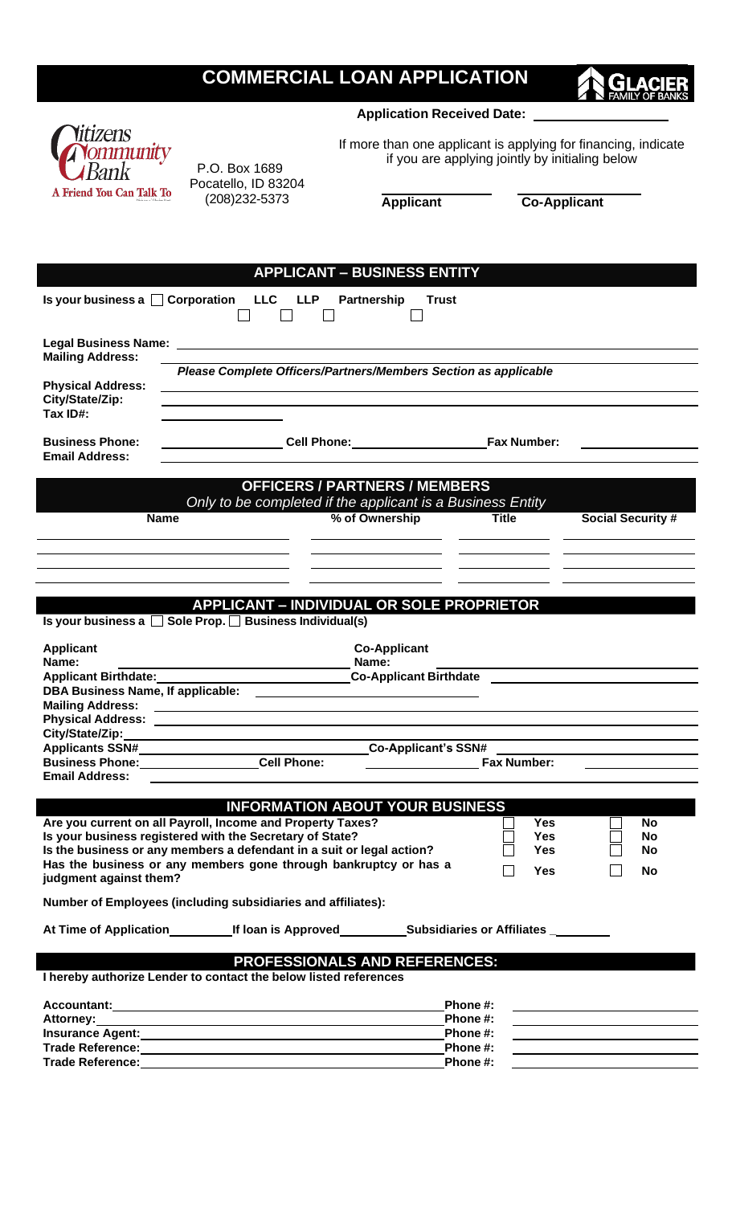# COMMERCIAL LOAN APPLICATION

**Application Received Date:** ____________________

Citizens Community Bank
A Friend You Can Talk To

P.O. Box 1689
Pocatello, ID 83204
(208)232-5373

If more than one applicant is applying for financing, indicate if you are applying jointly by initialing below

____________ **Applicant** ____________ **Co-Applicant**

## APPLICANT – BUSINESS ENTITY

**Is your business a** ☐ **Corporation** ☐ **LLC** ☐ **LLP** ☐ **Partnership** ☐ **Trust**

**Legal Business Name:** ____________________

**Mailing Address:** ____________________

*Please Complete Officers/Partners/Members Section as applicable*

**Physical Address:** ____________________

**City/State/Zip:** ____________________

**Tax ID#:** ____________________

**Business Phone:** ____________ **Cell Phone:** ____________ **Fax Number:** ____________

**Email Address:** ____________________

## OFFICERS / PARTNERS / MEMBERS

*Only to be completed if the applicant is a Business Entity*

| Name | % of Ownership | Title | Social Security # |
|---|---|---|---|
| | | | |
| | | | |
| | | | |

## APPLICANT – INDIVIDUAL OR SOLE PROPRIETOR

**Is your business a** ☐ **Sole Prop.** ☐ **Business Individual(s)**

**Applicant Name:** ____________________ **Co-Applicant Name:** ____________________

**Applicant Birthdate:** ____________________ **Co-Applicant Birthdate** ____________________

**DBA Business Name, If applicable:** ____________________

**Mailing Address:** ____________________

**Physical Address:** ____________________

**City/State/Zip:** ____________________

**Applicants SSN#** ____________________ **Co-Applicant's SSN#** ____________________

**Business Phone:** ____________ **Cell Phone:** ____________ **Fax Number:** ____________

**Email Address:** ____________________

## INFORMATION ABOUT YOUR BUSINESS

| | | |
|---|---|---|
| **Are you current on all Payroll, Income and Property Taxes?** | ☐ **Yes** | ☐ **No** |
| **Is your business registered with the Secretary of State?** | ☐ **Yes** | ☐ **No** |
| **Is the business or any members a defendant in a suit or legal action?** | ☐ **Yes** | ☐ **No** |
| **Has the business or any members gone through bankruptcy or has a judgment against them?** | ☐ **Yes** | ☐ **No** |

**Number of Employees (including subsidiaries and affiliates):**

**At Time of Application** ________ **If loan is Approved** ________ **Subsidiaries or Affiliates** ________

## PROFESSIONALS AND REFERENCES:

**I hereby authorize Lender to contact the below listed references**

**Accountant:** ____________________ **Phone #:** ____________

**Attorney:** ____________________ **Phone #:** ____________

**Insurance Agent:** ____________________ **Phone #:** ____________

**Trade Reference:** ____________________ **Phone #:** ____________

**Trade Reference:** ____________________ **Phone #:** ____________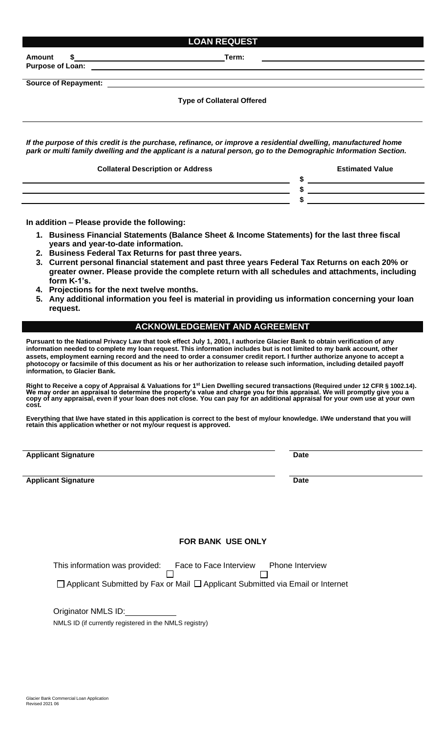## LOAN REQUEST

**Amount** **$** \_\_\_\_\_\_\_\_\_\_\_\_\_\_\_\_\_\_\_\_ **Term:** \_\_\_\_\_\_\_\_\_\_\_\_\_\_\_\_\_\_\_\_

**Purpose of Loan:** \_\_\_\_\_\_\_\_\_\_\_\_\_\_\_\_\_\_\_\_

**Source of Repayment:** \_\_\_\_\_\_\_\_\_\_\_\_\_\_\_\_\_\_\_\_

**Type of Collateral Offered**

***If the purpose of this credit is the purchase, refinance, or improve a residential dwelling, manufactured home park or multi family dwelling and the applicant is a natural person, go to the Demographic Information Section.***

| Collateral Description or Address | Estimated Value |
|---|---|
| | $ |
| | $ |
| | $ |

**In addition – Please provide the following:**

1. **Business Financial Statements (Balance Sheet & Income Statements) for the last three fiscal years and year-to-date information.**
2. **Business Federal Tax Returns for past three years.**
3. **Current personal financial statement and past three years Federal Tax Returns on each 20% or greater owner. Please provide the complete return with all schedules and attachments, including form K-1's.**
4. **Projections for the next twelve months.**
5. **Any additional information you feel is material in providing us information concerning your loan request.**

## ACKNOWLEDGEMENT AND AGREEMENT

**Pursuant to the National Privacy Law that took effect July 1, 2001, I authorize Glacier Bank to obtain verification of any information needed to complete my loan request. This information includes but is not limited to my bank account, other assets, employment earning record and the need to order a consumer credit report. I further authorize anyone to accept a photocopy or facsimile of this document as his or her authorization to release such information, including detailed payoff information, to Glacier Bank.**

**Right to Receive a copy of Appraisal & Valuations for 1st Lien Dwelling secured transactions (Required under 12 CFR § 1002.14). We may order an appraisal to determine the property's value and charge you for this appraisal. We will promptly give you a copy of any appraisal, even if your loan does not close. You can pay for an additional appraisal for your own use at your own cost.**

**Everything that I/we have stated in this application is correct to the best of my/our knowledge. I/We understand that you will retain this application whether or not my/our request is approved.**

\_\_\_\_\_\_\_\_\_\_\_\_\_\_\_\_\_\_\_\_ \_\_\_\_\_\_\_\_\_\_
**Applicant Signature** **Date**

\_\_\_\_\_\_\_\_\_\_\_\_\_\_\_\_\_\_\_\_ \_\_\_\_\_\_\_\_\_\_
**Applicant Signature** **Date**

### FOR BANK USE ONLY

This information was provided: ☐ Face to Face Interview ☐ Phone Interview

☐ Applicant Submitted by Fax or Mail ☐ Applicant Submitted via Email or Internet

Originator NMLS ID: \_\_\_\_\_\_\_\_\_\_

NMLS ID (if currently registered in the NMLS registry)

Glacier Bank Commercial Loan Application
Revised 2021 06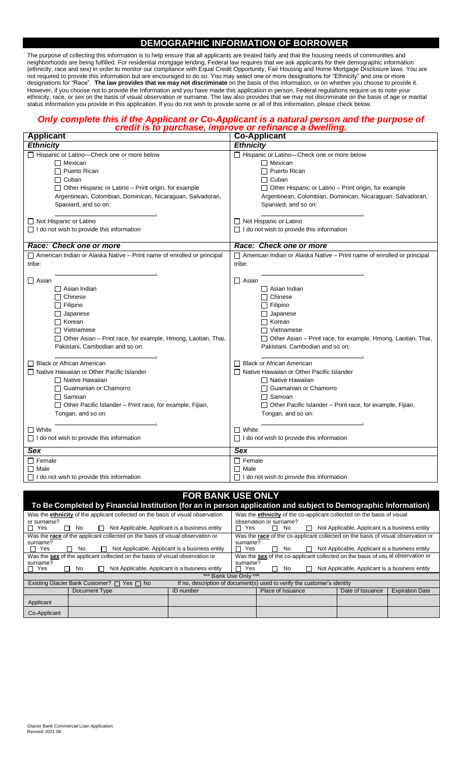# DEMOGRAPHIC INFORMATION OF BORROWER

The purpose of collecting this information is to help ensure that all applicants are treated fairly and that the housing needs of communities and neighborhoods are being fulfilled. For residential mortgage lending, Federal law requires that we ask applicants for their demographic information (ethnicity, race and sex) in order to monitor our compliance with Equal Credit Opportunity, Fair Housing and Home Mortgage Disclosure laws. You are not required to provide this information but are encouraged to do so. You may select one or more designations for "Ethnicity" and one or more designations for "Race". **The law provides that we may not discriminate** on the basis of this information, or on whether you choose to provide it. However, if you choose not to provide the Information and you have made this application in person, Federal regulations require us to note your ethnicity, race, or sex on the basis of visual observation or surname. The law also provides that we may not discriminate on the basis of age or marital status information you provide in this application. If you do not wish to provide some or all of this information, please check below.

## *Only complete this if the Applicant or Co-Applicant is a natural person and the purpose of credit is to purchase, improve or refinance a dwelling.*

| Applicant | Co-Applicant |
|---|---|
| ***Ethnicity*** | ***Ethnicity*** |
| ☐ Hispanic or Latino—Check one or more below<br>☐ Mexican<br>☐ Puerto Rican<br>☐ Cuban<br>☐ Other Hispanic or Latino – Print origin, for example Argentinean, Colombian, Dominican, Nicaraguan, Salvadoran, Spaniard, and so on:<br>______________________.<br>☐ Not Hispanic or Latino<br>☐ I do not wish to provide this information | ☐ Hispanic or Latino—Check one or more below<br>☐ Mexican<br>☐ Puerto Rican<br>☐ Cuban<br>☐ Other Hispanic or Latino – Print origin, for example Argentinean, Colombian, Dominican, Nicaraguan, Salvadoran, Spaniard, and so on:<br>______________________.<br>☐ Not Hispanic or Latino<br>☐ I do not wish to provide this information |
| ***Race: Check one or more*** | ***Race: Check one or more*** |
| ☐ American Indian or Alaska Native – Print name of enrolled or principal tribe:<br>______________________.<br>☐ Asian<br>☐ Asian Indian<br>☐ Chinese<br>☐ Filipino<br>☐ Japanese<br>☐ Korean<br>☐ Vietnamese<br>☐ Other Asian – Print race, for example, Hmong, Laotian, Thai, Pakistani, Cambodian and so on:<br>______________________.<br>☐ Black or African American<br>☐ Native Hawaiian or Other Pacific Islander<br>☐ Native Hawaiian<br>☐ Guamanian or Chamorro<br>☐ Samoan<br>☐ Other Pacific Islander – Print race, for example, Fijian, Tongan, and so on:<br>______________________.<br>☐ White<br>☐ I do not wish to provide this information | ☐ American Indian or Alaska Native – Print name of enrolled or principal tribe:<br>______________________.<br>☐ Asian<br>☐ Asian Indian<br>☐ Chinese<br>☐ Filipino<br>☐ Japanese<br>☐ Korean<br>☐ Vietnamese<br>☐ Other Asian – Print race, for example, Hmong, Laotian, Thai, Pakistani, Cambodian and so on:<br>______________________.<br>☐ Black or African American<br>☐ Native Hawaiian or Other Pacific Islander<br>☐ Native Hawaiian<br>☐ Guamanian or Chamorro<br>☐ Samoan<br>☐ Other Pacific Islander – Print race, for example, Fijian, Tongan, and so on:<br>______________________.<br>☐ White<br>☐ I do not wish to provide this information |
| ***Sex*** | ***Sex*** |
| ☐ Female<br>☐ Male<br>☐ I do not wish to provide this information | ☐ Female<br>☐ Male<br>☐ I do not wish to provide this information |

## FOR BANK USE ONLY

### To Be Completed by Financial Institution (for an in person application and subject to Demographic Information)

| | |
|---|---|
| Was the **ethnicity** of the applicant collected on the basis of visual observation or surname?<br>☐ Yes ☐ No ☐ Not Applicable, Applicant is a business entity | Was the **ethnicity** of the co-applicant collected on the basis of visual observation or surname?<br>☐ Yes ☐ No ☐ Not Applicable, Applicant is a business entity |
| Was the **race** of the applicant collected on the basis of visual observation or surname?<br>☐ Yes ☐ No ☐ Not Applicable, Applicant is a business entity | Was the **race** of the co-applicant collected on the basis of visual observation or surname?<br>☐ Yes ☐ No ☐ Not Applicable, Applicant is a business entity |
| Was the **sex** of the applicant collected on the basis of visual observation or surname?<br>☐ Yes ☐ No ☐ Not Applicable, Applicant is a business entity | Was the **sex** of the co-applicant collected on the basis of visual observation or surname?<br>☐ Yes ☐ No ☐ Not Applicable, Applicant is a business entity |

*** Bank Use Only ***

Existing Glacier Bank Customer? ☐ Yes ☐ No If no, description of document(s) used to verify the customer's identity

| | Document Type | ID number | Place of Issuance | Date of Issuance | Expiration Date |
|---|---|---|---|---|---|
| Applicant | | | | | |
| Co-Applicant | | | | | |

Glacier Bank Commercial Loan Application
Revised 2021 06